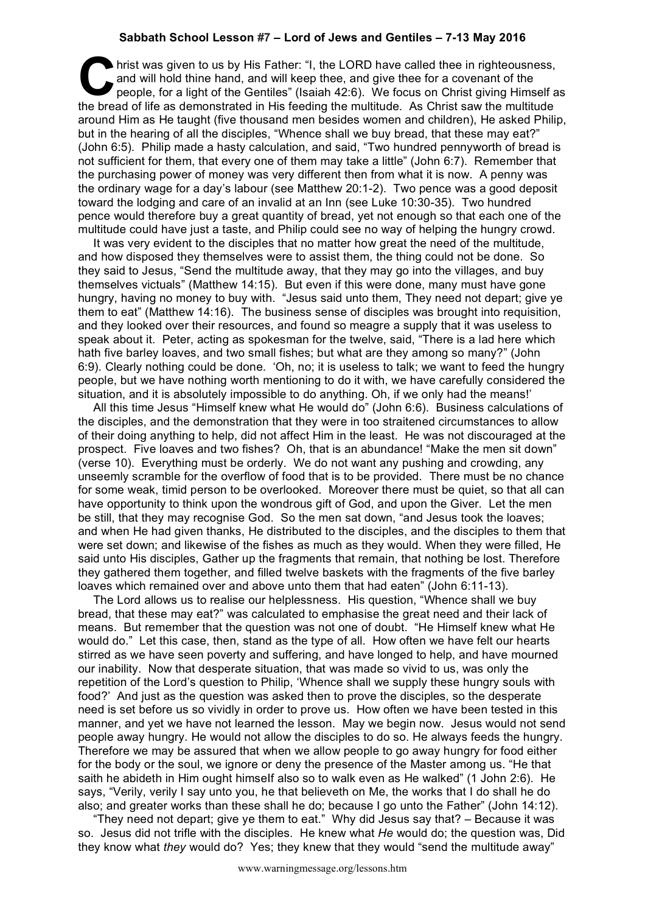**Sabbath School Lesson #7 – Lord of Jews and Gentiles – 7-13 May 2016**

Christ was given to us by His Father: "I, the LORD have called thee in righteousness, and will hold thine hand, and will keep thee, and give thee for a covenant of the people, for a light of the Gentiles" (Isaiah 42:6). We focus on Christ giving Himself as the bread of life as demonstrated in His feeding the multitude. As Christ saw the multitude around Him as He taught (five thousand men besides women and children), He asked Philip, but in the hearing of all the disciples, "Whence shall we buy bread, that these may eat?" (John 6:5). Philip made a hasty calculation, and said, "Two hundred pennyworth of bread is not sufficient for them, that every one of them may take a little" (John 6:7). Remember that the purchasing power of money was very different then from what it is now. A penny was the ordinary wage for a day's labour (see Matthew 20:1-2). Two pence was a good deposit toward the lodging and care of an invalid at an Inn (see Luke 10:30-35). Two hundred pence would therefore buy a great quantity of bread, yet not enough so that each one of the multitude could have just a taste, and Philip could see no way of helping the hungry crowd.

It was very evident to the disciples that no matter how great the need of the multitude, and how disposed they themselves were to assist them, the thing could not be done. So they said to Jesus, "Send the multitude away, that they may go into the villages, and buy themselves victuals" (Matthew 14:15). But even if this were done, many must have gone hungry, having no money to buy with. "Jesus said unto them, They need not depart; give ye them to eat" (Matthew 14:16). The business sense of disciples was brought into requisition, and they looked over their resources, and found so meagre a supply that it was useless to speak about it. Peter, acting as spokesman for the twelve, said, "There is a lad here which hath five barley loaves, and two small fishes; but what are they among so many?" (John 6:9). Clearly nothing could be done. 'Oh, no; it is useless to talk; we want to feed the hungry people, but we have nothing worth mentioning to do it with, we have carefully considered the situation, and it is absolutely impossible to do anything. Oh, if we only had the means!'

All this time Jesus "Himself knew what He would do" (John 6:6). Business calculations of the disciples, and the demonstration that they were in too straitened circumstances to allow of their doing anything to help, did not affect Him in the least. He was not discouraged at the prospect. Five loaves and two fishes? Oh, that is an abundance! "Make the men sit down" (verse 10). Everything must be orderly. We do not want any pushing and crowding, any unseemly scramble for the overflow of food that is to be provided. There must be no chance for some weak, timid person to be overlooked. Moreover there must be quiet, so that all can have opportunity to think upon the wondrous gift of God, and upon the Giver. Let the men be still, that they may recognise God. So the men sat down, "and Jesus took the loaves; and when He had given thanks, He distributed to the disciples, and the disciples to them that were set down; and likewise of the fishes as much as they would. When they were filled, He said unto His disciples, Gather up the fragments that remain, that nothing be lost. Therefore they gathered them together, and filled twelve baskets with the fragments of the five barley loaves which remained over and above unto them that had eaten" (John 6:11-13).

The Lord allows us to realise our helplessness. His question, "Whence shall we buy bread, that these may eat?" was calculated to emphasise the great need and their lack of means. But remember that the question was not one of doubt. "He Himself knew what He would do." Let this case, then, stand as the type of all. How often we have felt our hearts stirred as we have seen poverty and suffering, and have longed to help, and have mourned our inability. Now that desperate situation, that was made so vivid to us, was only the repetition of the Lord's question to Philip, 'Whence shall we supply these hungry souls with food?' And just as the question was asked then to prove the disciples, so the desperate need is set before us so vividly in order to prove us. How often we have been tested in this manner, and yet we have not learned the lesson. May we begin now. Jesus would not send people away hungry. He would not allow the disciples to do so. He always feeds the hungry. Therefore we may be assured that when we allow people to go away hungry for food either for the body or the soul, we ignore or deny the presence of the Master among us. "He that saith he abideth in Him ought himself also so to walk even as He walked" (1 John 2:6). He says, "Verily, verily I say unto you, he that believeth on Me, the works that I do shall he do also; and greater works than these shall he do; because I go unto the Father" (John 14:12).

"They need not depart; give ye them to eat." Why did Jesus say that? – Because it was so. Jesus did not trifle with the disciples. He knew what *He* would do; the question was, Did they know what *they* would do? Yes; they knew that they would "send the multitude away"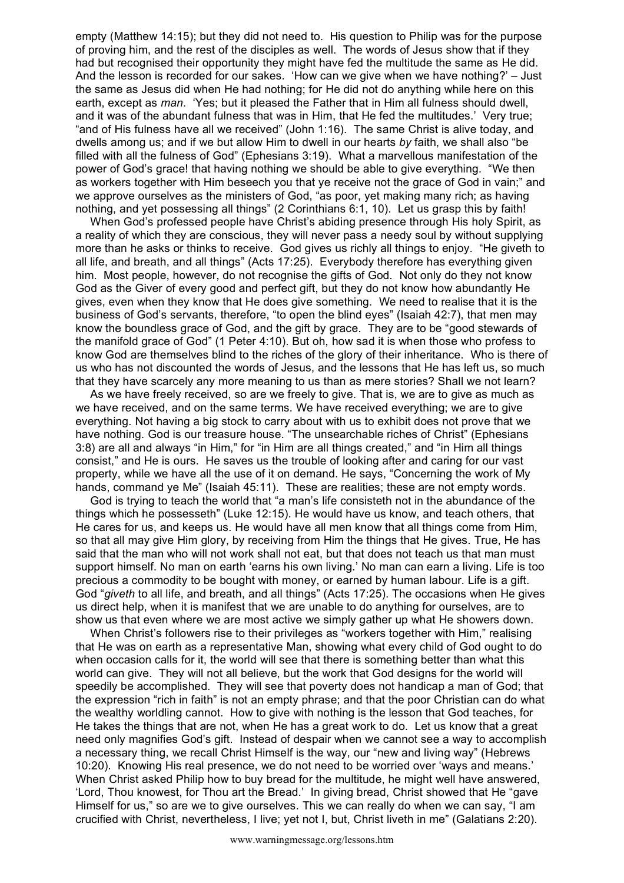empty (Matthew 14:15); but they did not need to. His question to Philip was for the purpose of proving him, and the rest of the disciples as well. The words of Jesus show that if they had but recognised their opportunity they might have fed the multitude the same as He did. And the lesson is recorded for our sakes. 'How can we give when we have nothing?' – Just the same as Jesus did when He had nothing; for He did not do anything while here on this earth, except as *man*. 'Yes; but it pleased the Father that in Him all fulness should dwell, and it was of the abundant fulness that was in Him, that He fed the multitudes.' Very true; "and of His fulness have all we received" (John 1:16). The same Christ is alive today, and dwells among us; and if we but allow Him to dwell in our hearts *by* faith, we shall also "be filled with all the fulness of God" (Ephesians 3:19). What a marvellous manifestation of the power of God's grace! that having nothing we should be able to give everything. "We then as workers together with Him beseech you that ye receive not the grace of God in vain;" and we approve ourselves as the ministers of God, "as poor, yet making many rich; as having nothing, and yet possessing all things" (2 Corinthians 6:1, 10). Let us grasp this by faith!

When God's professed people have Christ's abiding presence through His holy Spirit, as a reality of which they are conscious, they will never pass a needy soul by without supplying more than he asks or thinks to receive. God gives us richly all things to enjoy. "He giveth to all life, and breath, and all things" (Acts 17:25). Everybody therefore has everything given him. Most people, however, do not recognise the gifts of God. Not only do they not know God as the Giver of every good and perfect gift, but they do not know how abundantly He gives, even when they know that He does give something. We need to realise that it is the business of God's servants, therefore, "to open the blind eyes" (Isaiah 42:7), that men may know the boundless grace of God, and the gift by grace. They are to be "good stewards of the manifold grace of God" (1 Peter 4:10). But oh, how sad it is when those who profess to know God are themselves blind to the riches of the glory of their inheritance. Who is there of us who has not discounted the words of Jesus, and the lessons that He has left us, so much that they have scarcely any more meaning to us than as mere stories? Shall we not learn?

As we have freely received, so are we freely to give. That is, we are to give as much as we have received, and on the same terms. We have received everything; we are to give everything. Not having a big stock to carry about with us to exhibit does not prove that we have nothing. God is our treasure house. "The unsearchable riches of Christ" (Ephesians 3:8) are all and always "in Him," for "in Him are all things created," and "in Him all things consist," and He is ours. He saves us the trouble of looking after and caring for our vast property, while we have all the use of it on demand. He says, "Concerning the work of My hands, command ye Me" (Isaiah 45:11). These are realities; these are not empty words.

God is trying to teach the world that "a man's life consisteth not in the abundance of the things which he possesseth" (Luke 12:15). He would have us know, and teach others, that He cares for us, and keeps us. He would have all men know that all things come from Him, so that all may give Him glory, by receiving from Him the things that He gives. True, He has said that the man who will not work shall not eat, but that does not teach us that man must support himself. No man on earth 'earns his own living.' No man can earn a living. Life is too precious a commodity to be bought with money, or earned by human labour. Life is a gift. God "*giveth* to all life, and breath, and all things" (Acts 17:25). The occasions when He gives us direct help, when it is manifest that we are unable to do anything for ourselves, are to show us that even where we are most active we simply gather up what He showers down.

When Christ's followers rise to their privileges as "workers together with Him," realising that He was on earth as a representative Man, showing what every child of God ought to do when occasion calls for it, the world will see that there is something better than what this world can give. They will not all believe, but the work that God designs for the world will speedily be accomplished. They will see that poverty does not handicap a man of God; that the expression "rich in faith" is not an empty phrase; and that the poor Christian can do what the wealthy worldling cannot. How to give with nothing is the lesson that God teaches, for He takes the things that are not, when He has a great work to do. Let us know that a great need only magnifies God's gift. Instead of despair when we cannot see a way to accomplish a necessary thing, we recall Christ Himself is the way, our "new and living way" (Hebrews 10:20). Knowing His real presence, we do not need to be worried over 'ways and means.' When Christ asked Philip how to buy bread for the multitude, he might well have answered, 'Lord, Thou knowest, for Thou art the Bread.' In giving bread, Christ showed that He "gave Himself for us," so are we to give ourselves. This we can really do when we can say, "I am crucified with Christ, nevertheless, I live; yet not I, but, Christ liveth in me" (Galatians 2:20).

www.warningmessage.org/lessons.htm